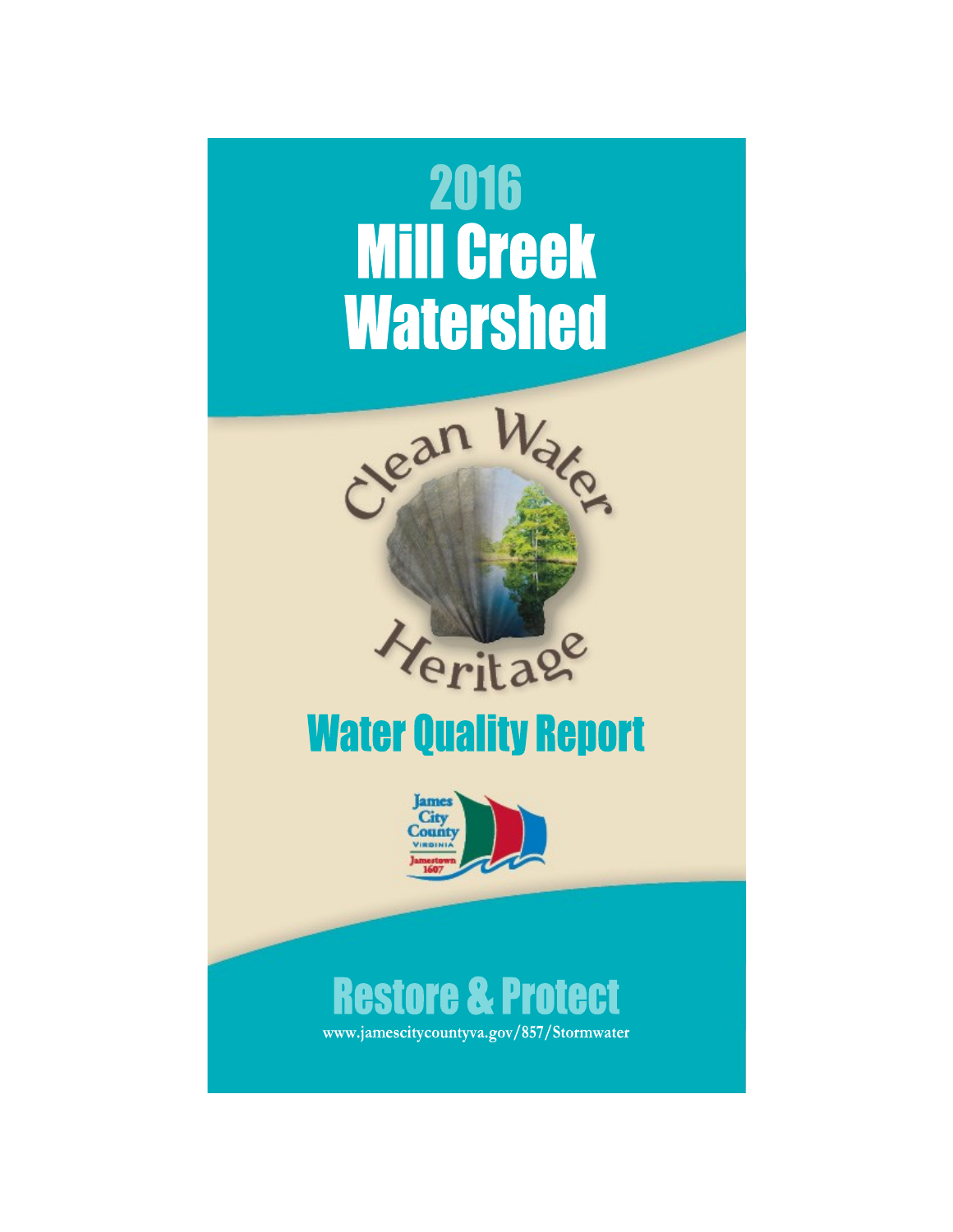# 2016
# Mill Creek Watershed

Clean Water Heritage

## Water Quality Report

James City County Virginia Jamestown 1607

## Restore & Protect

www.jamescitycountyva.gov/857/Stormwater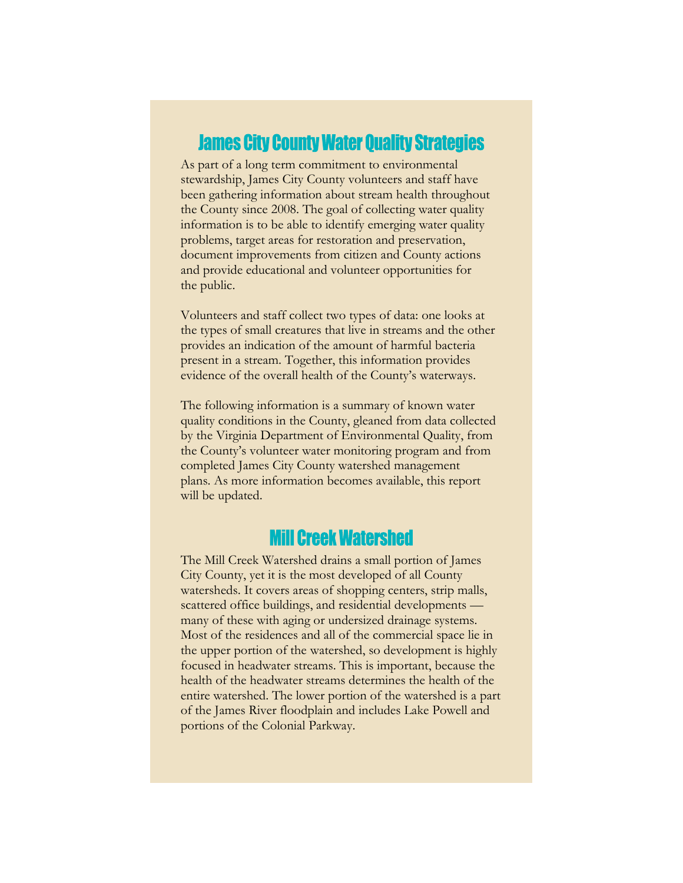## James City County Water Quality Strategies

As part of a long term commitment to environmental stewardship, James City County volunteers and staff have been gathering information about stream health throughout the County since 2008. The goal of collecting water quality information is to be able to identify emerging water quality problems, target areas for restoration and preservation, document improvements from citizen and County actions and provide educational and volunteer opportunities for the public.

Volunteers and staff collect two types of data: one looks at the types of small creatures that live in streams and the other provides an indication of the amount of harmful bacteria present in a stream. Together, this information provides evidence of the overall health of the County's waterways.

The following information is a summary of known water quality conditions in the County, gleaned from data collected by the Virginia Department of Environmental Quality, from the County's volunteer water monitoring program and from completed James City County watershed management plans. As more information becomes available, this report will be updated.

## Mill Creek Watershed

The Mill Creek Watershed drains a small portion of James City County, yet it is the most developed of all County watersheds. It covers areas of shopping centers, strip malls, scattered office buildings, and residential developments — many of these with aging or undersized drainage systems. Most of the residences and all of the commercial space lie in the upper portion of the watershed, so development is highly focused in headwater streams. This is important, because the health of the headwater streams determines the health of the entire watershed. The lower portion of the watershed is a part of the James River floodplain and includes Lake Powell and portions of the Colonial Parkway.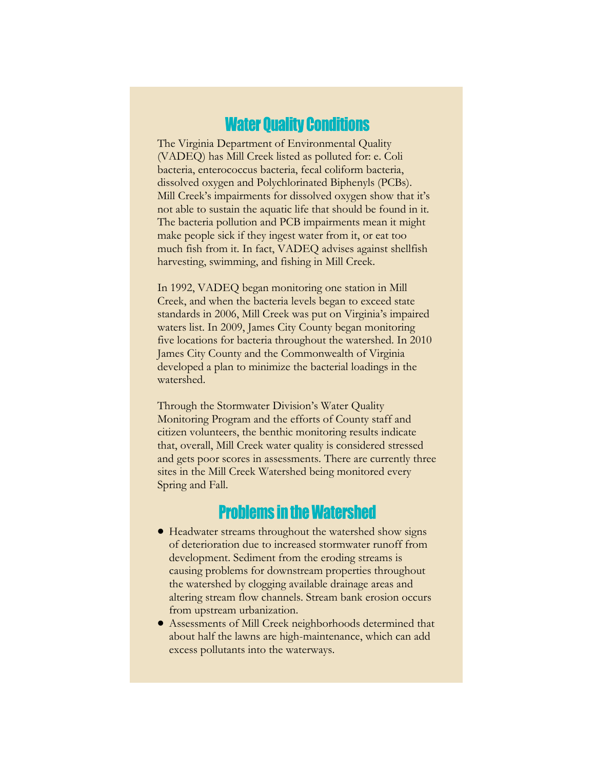## Water Quality Conditions

The Virginia Department of Environmental Quality (VADEQ) has Mill Creek listed as polluted for: e. Coli bacteria, enterococcus bacteria, fecal coliform bacteria, dissolved oxygen and Polychlorinated Biphenyls (PCBs). Mill Creek's impairments for dissolved oxygen show that it's not able to sustain the aquatic life that should be found in it. The bacteria pollution and PCB impairments mean it might make people sick if they ingest water from it, or eat too much fish from it. In fact, VADEQ advises against shellfish harvesting, swimming, and fishing in Mill Creek.

In 1992, VADEQ began monitoring one station in Mill Creek, and when the bacteria levels began to exceed state standards in 2006, Mill Creek was put on Virginia's impaired waters list. In 2009, James City County began monitoring five locations for bacteria throughout the watershed. In 2010 James City County and the Commonwealth of Virginia developed a plan to minimize the bacterial loadings in the watershed.

Through the Stormwater Division's Water Quality Monitoring Program and the efforts of County staff and citizen volunteers, the benthic monitoring results indicate that, overall, Mill Creek water quality is considered stressed and gets poor scores in assessments. There are currently three sites in the Mill Creek Watershed being monitored every Spring and Fall.

## Problems in the Watershed

- Headwater streams throughout the watershed show signs of deterioration due to increased stormwater runoff from development. Sediment from the eroding streams is causing problems for downstream properties throughout the watershed by clogging available drainage areas and altering stream flow channels. Stream bank erosion occurs from upstream urbanization.
- Assessments of Mill Creek neighborhoods determined that about half the lawns are high-maintenance, which can add excess pollutants into the waterways.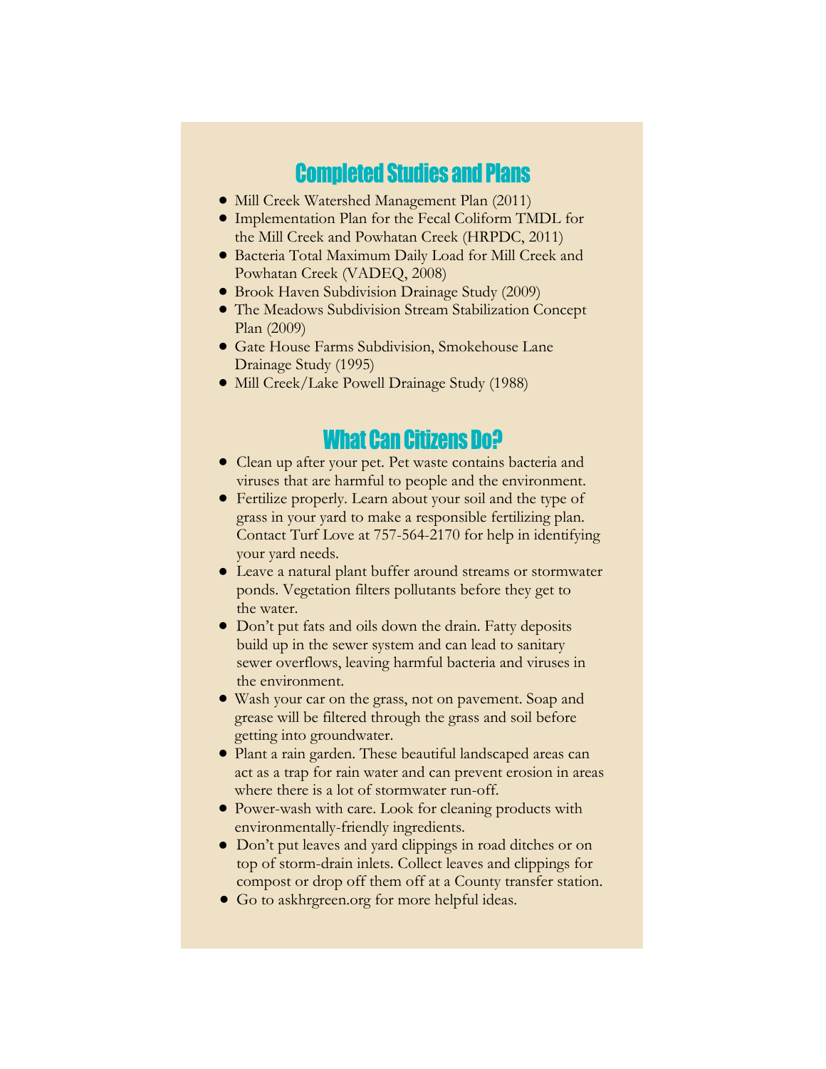## Completed Studies and Plans

- Mill Creek Watershed Management Plan (2011)
- Implementation Plan for the Fecal Coliform TMDL for the Mill Creek and Powhatan Creek (HRPDC, 2011)
- Bacteria Total Maximum Daily Load for Mill Creek and Powhatan Creek (VADEQ, 2008)
- Brook Haven Subdivision Drainage Study (2009)
- The Meadows Subdivision Stream Stabilization Concept Plan (2009)
- Gate House Farms Subdivision, Smokehouse Lane Drainage Study (1995)
- Mill Creek/Lake Powell Drainage Study (1988)

## What Can Citizens Do?

- Clean up after your pet. Pet waste contains bacteria and viruses that are harmful to people and the environment.
- Fertilize properly. Learn about your soil and the type of grass in your yard to make a responsible fertilizing plan. Contact Turf Love at 757-564-2170 for help in identifying your yard needs.
- Leave a natural plant buffer around streams or stormwater ponds. Vegetation filters pollutants before they get to the water.
- Don't put fats and oils down the drain. Fatty deposits build up in the sewer system and can lead to sanitary sewer overflows, leaving harmful bacteria and viruses in the environment.
- Wash your car on the grass, not on pavement. Soap and grease will be filtered through the grass and soil before getting into groundwater.
- Plant a rain garden. These beautiful landscaped areas can act as a trap for rain water and can prevent erosion in areas where there is a lot of stormwater run-off.
- Power-wash with care. Look for cleaning products with environmentally-friendly ingredients.
- Don't put leaves and yard clippings in road ditches or on top of storm-drain inlets. Collect leaves and clippings for compost or drop off them off at a County transfer station.
- Go to askhrgreen.org for more helpful ideas.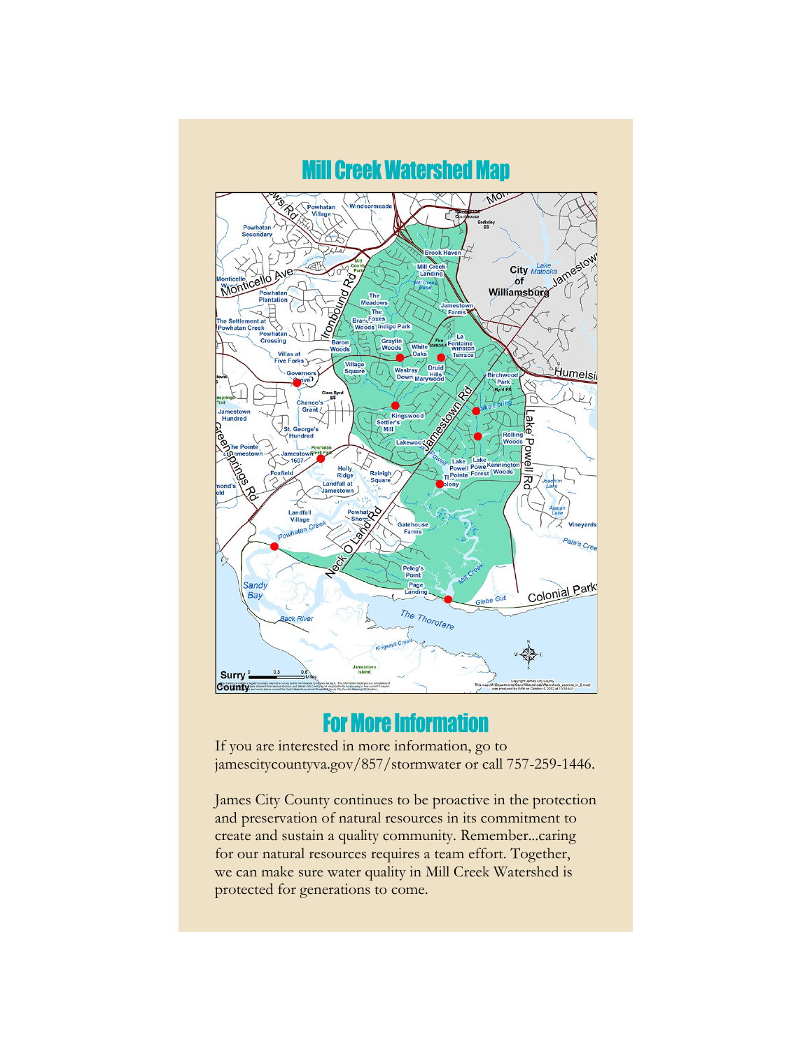## Mill Creek Watershed Map

## For More Information

If you are interested in more information, go to jamescitycountyva.gov/857/stormwater or call 757-259-1446.

James City County continues to be proactive in the protection and preservation of natural resources in its commitment to create and sustain a quality community. Remember...caring for our natural resources requires a team effort. Together, we can make sure water quality in Mill Creek Watershed is protected for generations to come.